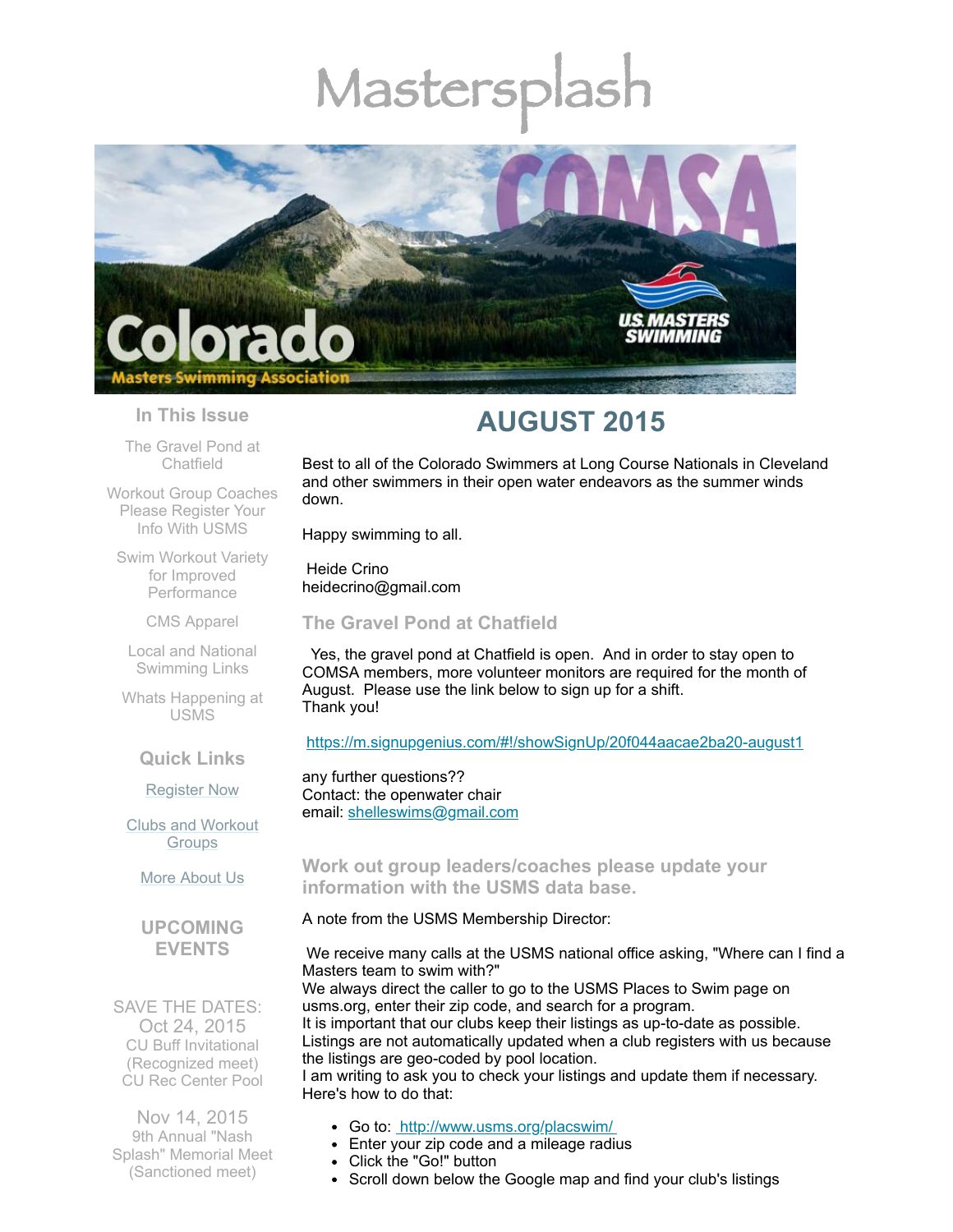# Mastersplash

Colorado Masters Swimming Association

COMSA

US MASTERS SWIMMING

## In This Issue

The Gravel Pond at Chatfield

Workout Group Coaches Please Register Your Info With USMS

Swim Workout Variety for Improved Performance

CMS Apparel

Local and National Swimming Links

Whats Happening at USMS

## Quick Links

Register Now

Clubs and Workout Groups

More About Us

## UPCOMING EVENTS

SAVE THE DATES:
Oct 24, 2015
CU Buff Invitational
(Recognized meet)
CU Rec Center Pool

Nov 14, 2015
9th Annual "Nash Splash" Memorial Meet
(Sanctioned meet)

# AUGUST 2015

Best to all of the Colorado Swimmers at Long Course Nationals in Cleveland and other swimmers in their open water endeavors as the summer winds down.

Happy swimming to all.

Heide Crino
heidecrino@gmail.com

## The Gravel Pond at Chatfield

Yes, the gravel pond at Chatfield is open. And in order to stay open to COMSA members, more volunteer monitors are required for the month of August. Please use the link below to sign up for a shift.
Thank you!

https://m.signupgenius.com/#!/showSignUp/20f044aacae2ba20-august1

any further questions??
Contact: the openwater chair
email: shelleswims@gmail.com

## Work out group leaders/coaches please update your information with the USMS data base.

A note from the USMS Membership Director:

We receive many calls at the USMS national office asking, "Where can I find a Masters team to swim with?"
We always direct the caller to go to the USMS Places to Swim page on usms.org, enter their zip code, and search for a program.
It is important that our clubs keep their listings as up-to-date as possible. Listings are not automatically updated when a club registers with us because the listings are geo-coded by pool location.
I am writing to ask you to check your listings and update them if necessary. Here's how to do that:

- Go to: http://www.usms.org/placswim/
- Enter your zip code and a mileage radius
- Click the "Go!" button
- Scroll down below the Google map and find your club's listings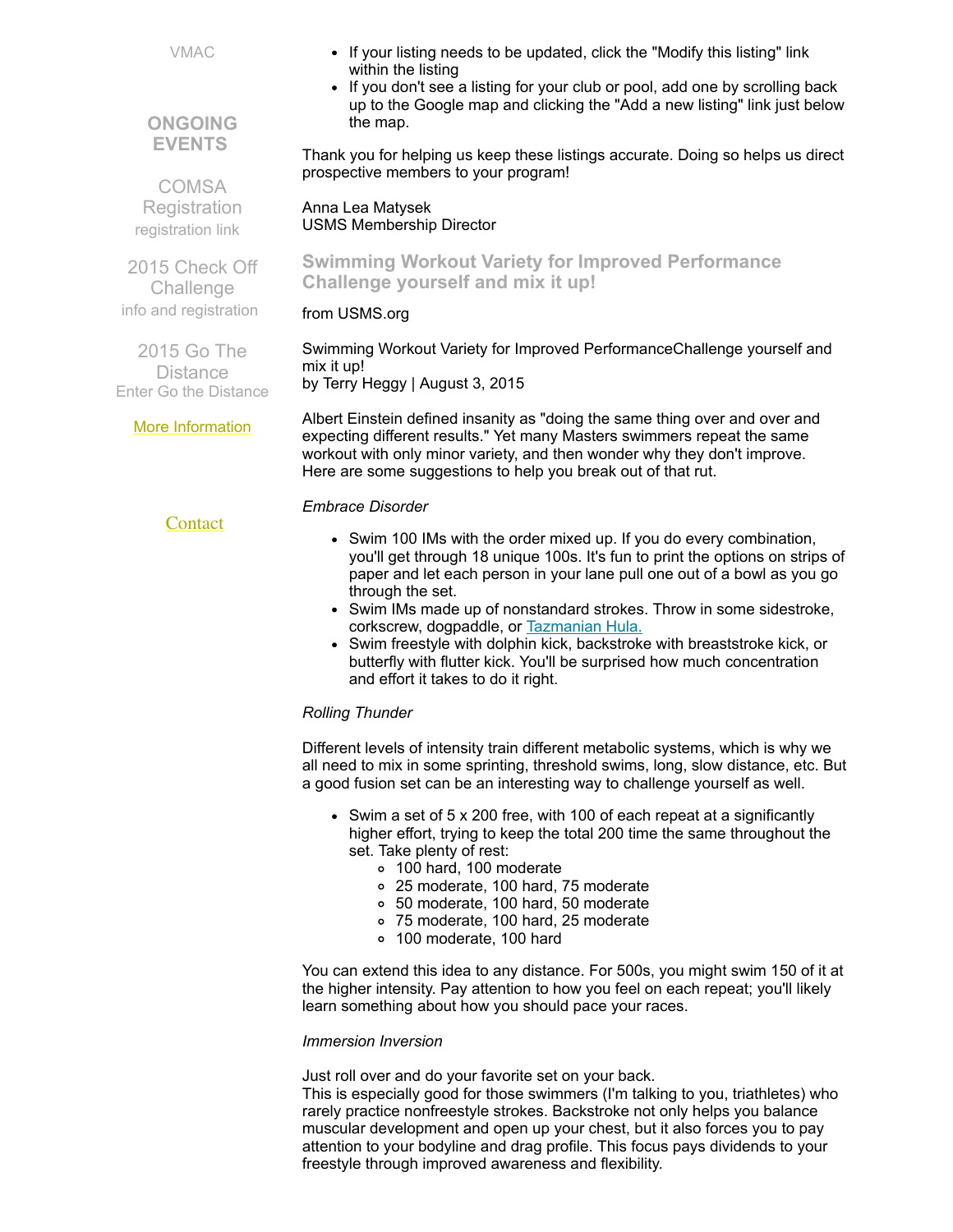VMAC

**ONGOING EVENTS**

COMSA Registration
registration link

2015 Check Off Challenge
info and registration

2015 Go The Distance
Enter Go the Distance

More Information

Contact

- If your listing needs to be updated, click the "Modify this listing" link within the listing
- If you don't see a listing for your club or pool, add one by scrolling back up to the Google map and clicking the "Add a new listing" link just below the map.

Thank you for helping us keep these listings accurate. Doing so helps us direct prospective members to your program!

Anna Lea Matysek
USMS Membership Director

## Swimming Workout Variety for Improved Performance Challenge yourself and mix it up!

from USMS.org

Swimming Workout Variety for Improved PerformanceChallenge yourself and mix it up!
by Terry Heggy | August 3, 2015

Albert Einstein defined insanity as "doing the same thing over and over and expecting different results." Yet many Masters swimmers repeat the same workout with only minor variety, and then wonder why they don't improve. Here are some suggestions to help you break out of that rut.

*Embrace Disorder*

- Swim 100 IMs with the order mixed up. If you do every combination, you'll get through 18 unique 100s. It's fun to print the options on strips of paper and let each person in your lane pull one out of a bowl as you go through the set.
- Swim IMs made up of nonstandard strokes. Throw in some sidestroke, corkscrew, dogpaddle, or Tazmanian Hula.
- Swim freestyle with dolphin kick, backstroke with breaststroke kick, or butterfly with flutter kick. You'll be surprised how much concentration and effort it takes to do it right.

*Rolling Thunder*

Different levels of intensity train different metabolic systems, which is why we all need to mix in some sprinting, threshold swims, long, slow distance, etc. But a good fusion set can be an interesting way to challenge yourself as well.

- Swim a set of 5 x 200 free, with 100 of each repeat at a significantly higher effort, trying to keep the total 200 time the same throughout the set. Take plenty of rest:
  - 100 hard, 100 moderate
  - 25 moderate, 100 hard, 75 moderate
  - 50 moderate, 100 hard, 50 moderate
  - 75 moderate, 100 hard, 25 moderate
  - 100 moderate, 100 hard

You can extend this idea to any distance. For 500s, you might swim 150 of it at the higher intensity. Pay attention to how you feel on each repeat; you'll likely learn something about how you should pace your races.

*Immersion Inversion*

Just roll over and do your favorite set on your back.
This is especially good for those swimmers (I'm talking to you, triathletes) who rarely practice nonfreestyle strokes. Backstroke not only helps you balance muscular development and open up your chest, but it also forces you to pay attention to your bodyline and drag profile. This focus pays dividends to your freestyle through improved awareness and flexibility.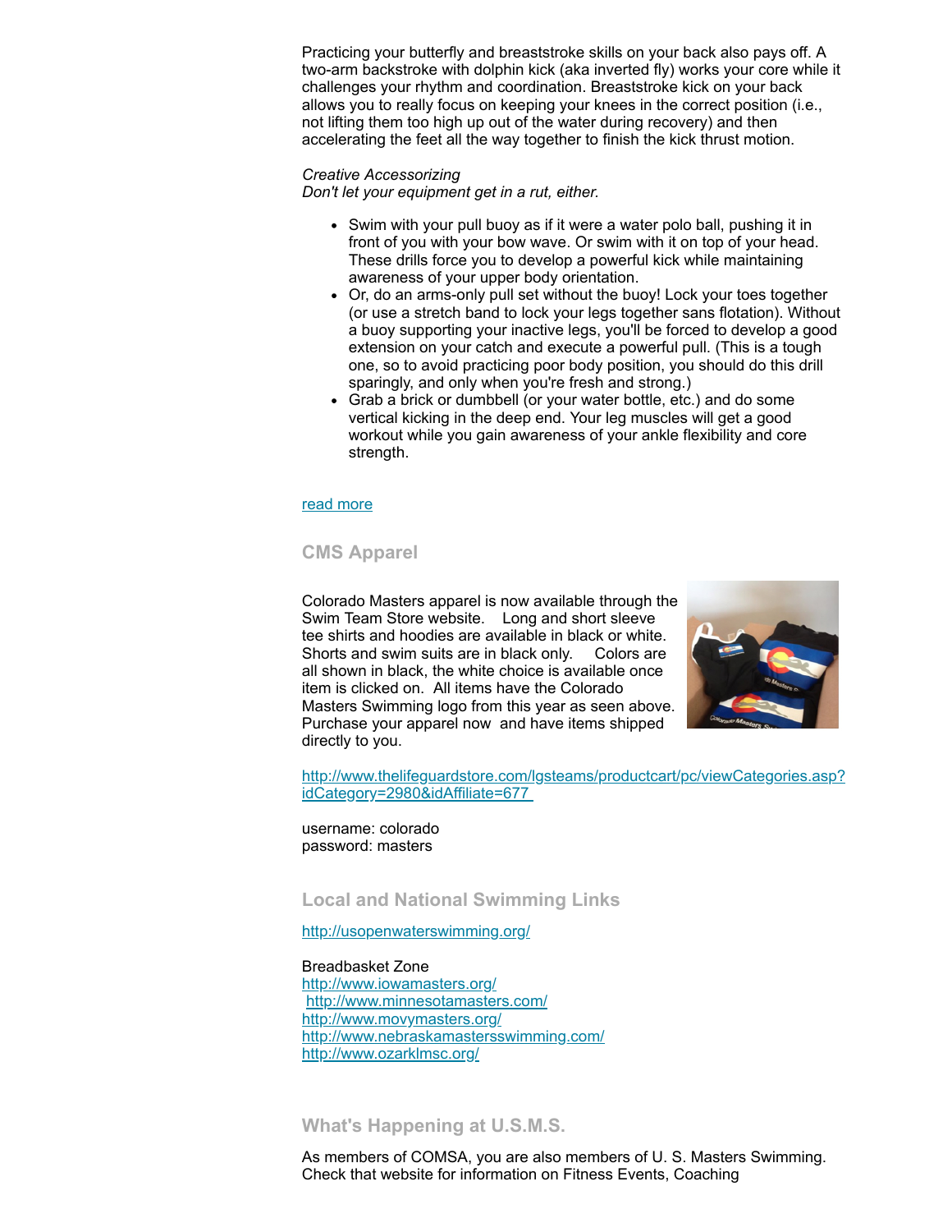Practicing your butterfly and breaststroke skills on your back also pays off. A two-arm backstroke with dolphin kick (aka inverted fly) works your core while it challenges your rhythm and coordination. Breaststroke kick on your back allows you to really focus on keeping your knees in the correct position (i.e., not lifting them too high up out of the water during recovery) and then accelerating the feet all the way together to finish the kick thrust motion.

*Creative Accessorizing*
*Don't let your equipment get in a rut, either.*

- Swim with your pull buoy as if it were a water polo ball, pushing it in front of you with your bow wave. Or swim with it on top of your head. These drills force you to develop a powerful kick while maintaining awareness of your upper body orientation.
- Or, do an arms-only pull set without the buoy! Lock your toes together (or use a stretch band to lock your legs together sans flotation). Without a buoy supporting your inactive legs, you'll be forced to develop a good extension on your catch and execute a powerful pull. (This is a tough one, so to avoid practicing poor body position, you should do this drill sparingly, and only when you're fresh and strong.)
- Grab a brick or dumbbell (or your water bottle, etc.) and do some vertical kicking in the deep end. Your leg muscles will get a good workout while you gain awareness of your ankle flexibility and core strength.

[read more]

## CMS Apparel

Colorado Masters apparel is now available through the Swim Team Store website. Long and short sleeve tee shirts and hoodies are available in black or white. Shorts and swim suits are in black only. Colors are all shown in black, the white choice is available once item is clicked on. All items have the Colorado Masters Swimming logo from this year as seen above. Purchase your apparel now and have items shipped directly to you.

http://www.thelifeguardstore.com/lgsteams/productcart/pc/viewCategories.asp?idCategory=2980&idAffiliate=677

username: colorado
password: masters

## Local and National Swimming Links

http://usopenwaterswimming.org/

Breadbasket Zone
http://www.iowamasters.org/
http://www.minnesotamasters.com/
http://www.movymasters.org/
http://www.nebraskamastersswimming.com/
http://www.ozarklmsc.org/

## What's Happening at U.S.M.S.

As members of COMSA, you are also members of U. S. Masters Swimming. Check that website for information on Fitness Events, Coaching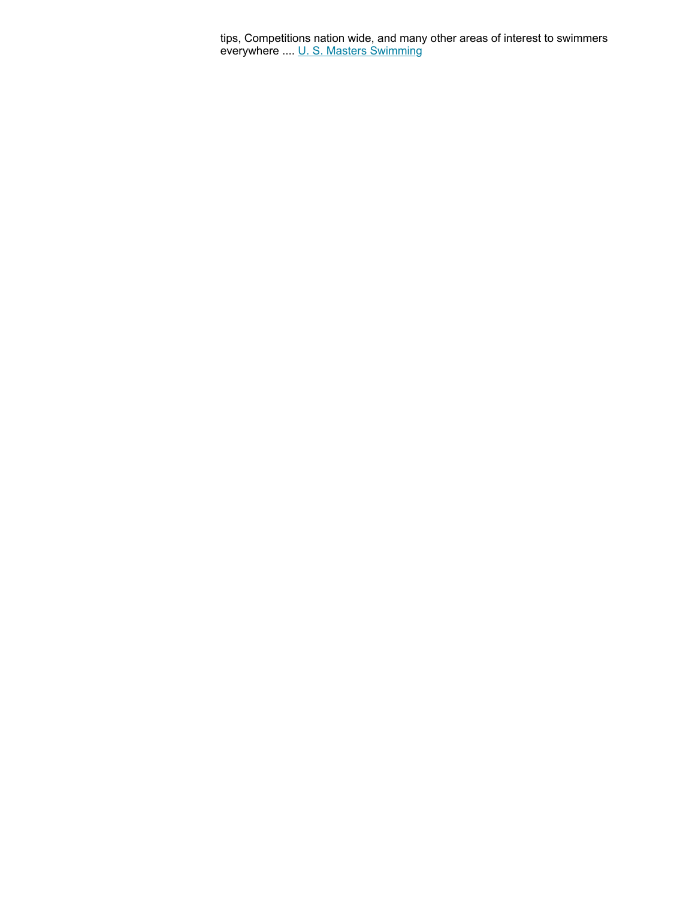tips, Competitions nation wide, and many other areas of interest to swimmers everywhere .... U. S. Masters Swimming